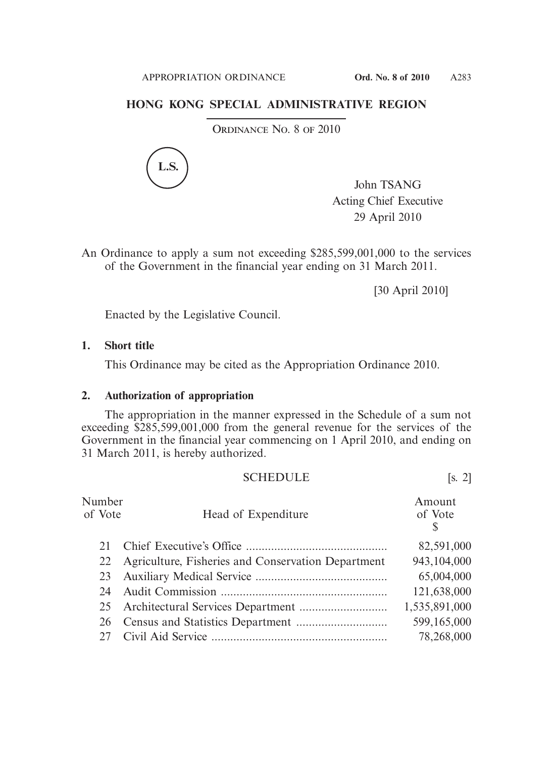# HONG KONG SPECIAL ADMINISTRATIVE REGION

ORDINANCE NO. 8 OF 2010

L.S.

John TSANG
Acting Chief Executive
29 April 2010

An Ordinance to apply a sum not exceeding $285,599,001,000 to the services of the Government in the financial year ending on 31 March 2011.

[30 April 2010]

Enacted by the Legislative Council.

## 1. Short title

This Ordinance may be cited as the Appropriation Ordinance 2010.

## 2. Authorization of appropriation

The appropriation in the manner expressed in the Schedule of a sum not exceeding $285,599,001,000 from the general revenue for the services of the Government in the financial year commencing on 1 April 2010, and ending on 31 March 2011, is hereby authorized.

## SCHEDULE [s. 2]

| Number of Vote | Head of Expenditure | Amount of Vote $ |
|---|---|---|
| 21 | Chief Executive's Office | 82,591,000 |
| 22 | Agriculture, Fisheries and Conservation Department | 943,104,000 |
| 23 | Auxiliary Medical Service | 65,004,000 |
| 24 | Audit Commission | 121,638,000 |
| 25 | Architectural Services Department | 1,535,891,000 |
| 26 | Census and Statistics Department | 599,165,000 |
| 27 | Civil Aid Service | 78,268,000 |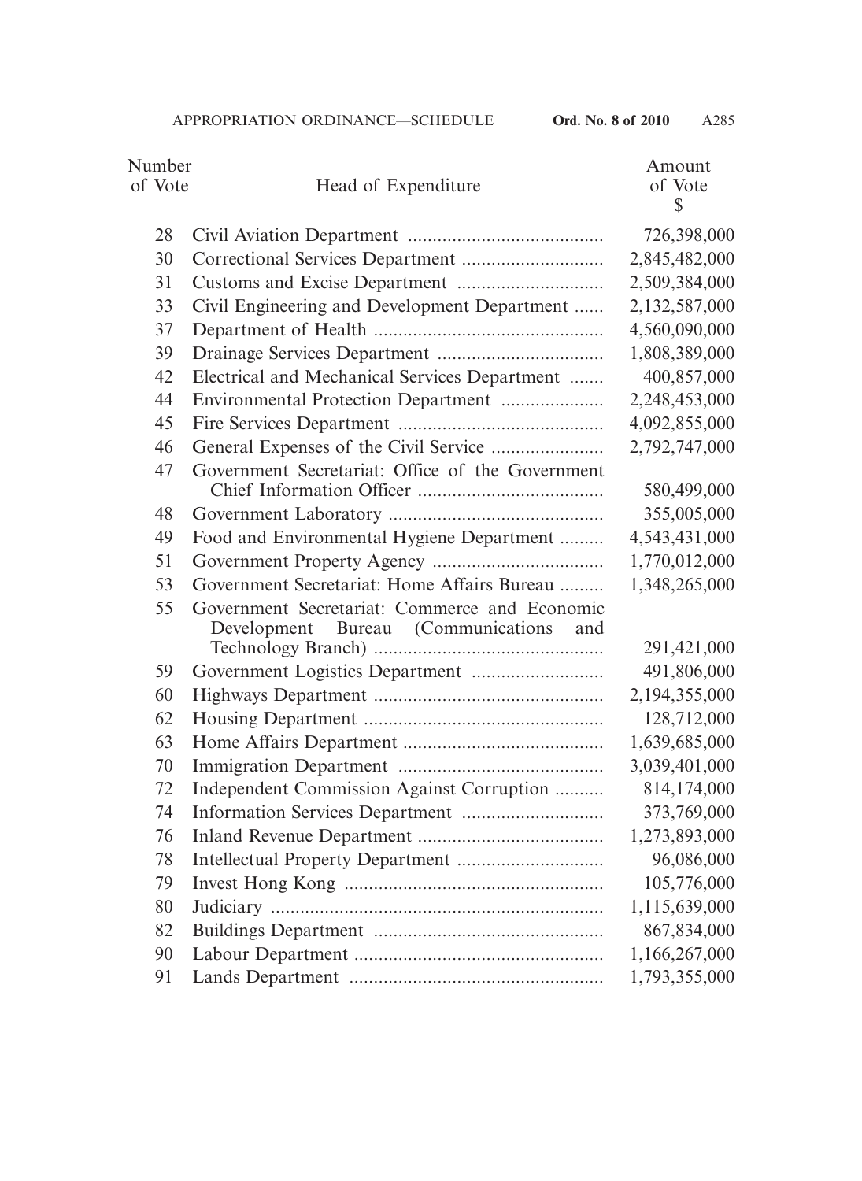| Number of Vote | Head of Expenditure | Amount of Vote $ |
|---|---|---|
| 28 | Civil Aviation Department | 726,398,000 |
| 30 | Correctional Services Department | 2,845,482,000 |
| 31 | Customs and Excise Department | 2,509,384,000 |
| 33 | Civil Engineering and Development Department | 2,132,587,000 |
| 37 | Department of Health | 4,560,090,000 |
| 39 | Drainage Services Department | 1,808,389,000 |
| 42 | Electrical and Mechanical Services Department | 400,857,000 |
| 44 | Environmental Protection Department | 2,248,453,000 |
| 45 | Fire Services Department | 4,092,855,000 |
| 46 | General Expenses of the Civil Service | 2,792,747,000 |
| 47 | Government Secretariat: Office of the Government Chief Information Officer | 580,499,000 |
| 48 | Government Laboratory | 355,005,000 |
| 49 | Food and Environmental Hygiene Department | 4,543,431,000 |
| 51 | Government Property Agency | 1,770,012,000 |
| 53 | Government Secretariat: Home Affairs Bureau | 1,348,265,000 |
| 55 | Government Secretariat: Commerce and Economic Development Bureau (Communications and Technology Branch) | 291,421,000 |
| 59 | Government Logistics Department | 491,806,000 |
| 60 | Highways Department | 2,194,355,000 |
| 62 | Housing Department | 128,712,000 |
| 63 | Home Affairs Department | 1,639,685,000 |
| 70 | Immigration Department | 3,039,401,000 |
| 72 | Independent Commission Against Corruption | 814,174,000 |
| 74 | Information Services Department | 373,769,000 |
| 76 | Inland Revenue Department | 1,273,893,000 |
| 78 | Intellectual Property Department | 96,086,000 |
| 79 | Invest Hong Kong | 105,776,000 |
| 80 | Judiciary | 1,115,639,000 |
| 82 | Buildings Department | 867,834,000 |
| 90 | Labour Department | 1,166,267,000 |
| 91 | Lands Department | 1,793,355,000 |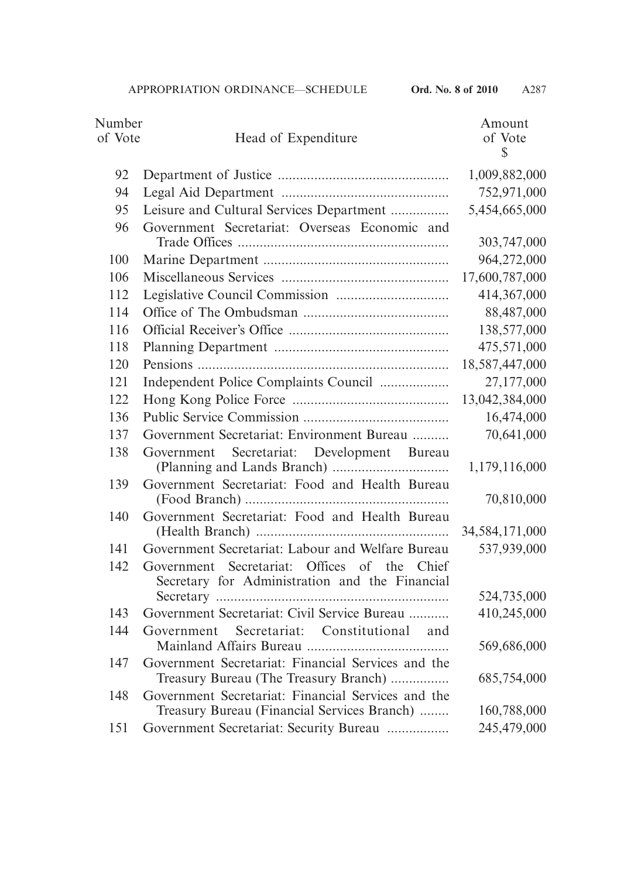| Number of Vote | Head of Expenditure | Amount of Vote $ |
|---|---|---|
| 92 | Department of Justice | 1,009,882,000 |
| 94 | Legal Aid Department | 752,971,000 |
| 95 | Leisure and Cultural Services Department | 5,454,665,000 |
| 96 | Government Secretariat: Overseas Economic and Trade Offices | 303,747,000 |
| 100 | Marine Department | 964,272,000 |
| 106 | Miscellaneous Services | 17,600,787,000 |
| 112 | Legislative Council Commission | 414,367,000 |
| 114 | Office of The Ombudsman | 88,487,000 |
| 116 | Official Receiver's Office | 138,577,000 |
| 118 | Planning Department | 475,571,000 |
| 120 | Pensions | 18,587,447,000 |
| 121 | Independent Police Complaints Council | 27,177,000 |
| 122 | Hong Kong Police Force | 13,042,384,000 |
| 136 | Public Service Commission | 16,474,000 |
| 137 | Government Secretariat: Environment Bureau | 70,641,000 |
| 138 | Government Secretariat: Development Bureau (Planning and Lands Branch) | 1,179,116,000 |
| 139 | Government Secretariat: Food and Health Bureau (Food Branch) | 70,810,000 |
| 140 | Government Secretariat: Food and Health Bureau (Health Branch) | 34,584,171,000 |
| 141 | Government Secretariat: Labour and Welfare Bureau | 537,939,000 |
| 142 | Government Secretariat: Offices of the Chief Secretary for Administration and the Financial Secretary | 524,735,000 |
| 143 | Government Secretariat: Civil Service Bureau | 410,245,000 |
| 144 | Government Secretariat: Constitutional and Mainland Affairs Bureau | 569,686,000 |
| 147 | Government Secretariat: Financial Services and the Treasury Bureau (The Treasury Branch) | 685,754,000 |
| 148 | Government Secretariat: Financial Services and the Treasury Bureau (Financial Services Branch) | 160,788,000 |
| 151 | Government Secretariat: Security Bureau | 245,479,000 |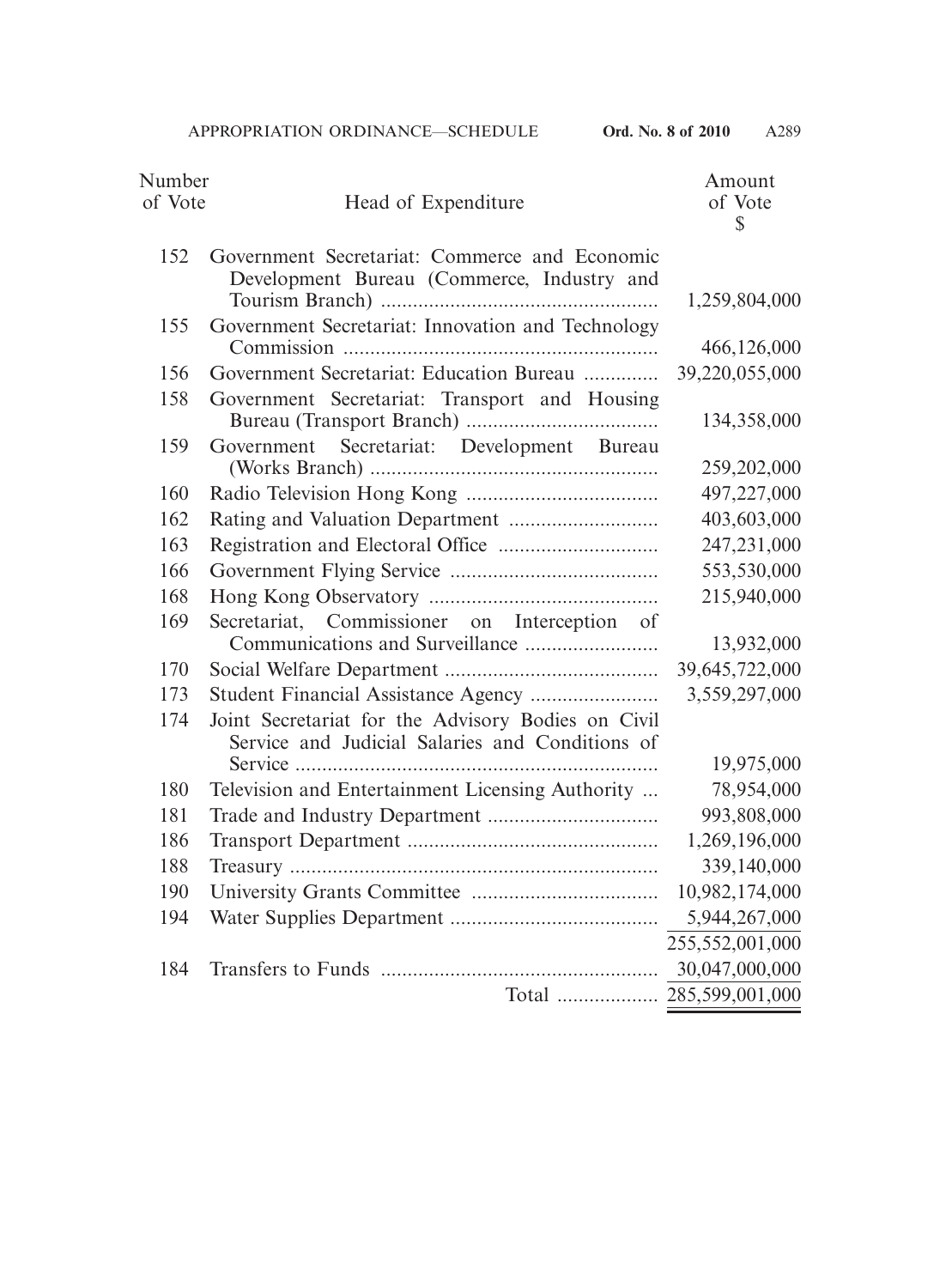| Number of Vote | Head of Expenditure | Amount of Vote $ |
|---|---|---|
| 152 | Government Secretariat: Commerce and Economic Development Bureau (Commerce, Industry and Tourism Branch) | 1,259,804,000 |
| 155 | Government Secretariat: Innovation and Technology Commission | 466,126,000 |
| 156 | Government Secretariat: Education Bureau | 39,220,055,000 |
| 158 | Government Secretariat: Transport and Housing Bureau (Transport Branch) | 134,358,000 |
| 159 | Government Secretariat: Development Bureau (Works Branch) | 259,202,000 |
| 160 | Radio Television Hong Kong | 497,227,000 |
| 162 | Rating and Valuation Department | 403,603,000 |
| 163 | Registration and Electoral Office | 247,231,000 |
| 166 | Government Flying Service | 553,530,000 |
| 168 | Hong Kong Observatory | 215,940,000 |
| 169 | Secretariat, Commissioner on Interception of Communications and Surveillance | 13,932,000 |
| 170 | Social Welfare Department | 39,645,722,000 |
| 173 | Student Financial Assistance Agency | 3,559,297,000 |
| 174 | Joint Secretariat for the Advisory Bodies on Civil Service and Judicial Salaries and Conditions of Service | 19,975,000 |
| 180 | Television and Entertainment Licensing Authority | 78,954,000 |
| 181 | Trade and Industry Department | 993,808,000 |
| 186 | Transport Department | 1,269,196,000 |
| 188 | Treasury | 339,140,000 |
| 190 | University Grants Committee | 10,982,174,000 |
| 194 | Water Supplies Department | 5,944,267,000 |
| | | 255,552,001,000 |
| 184 | Transfers to Funds | 30,047,000,000 |
| | Total | 285,599,001,000 |